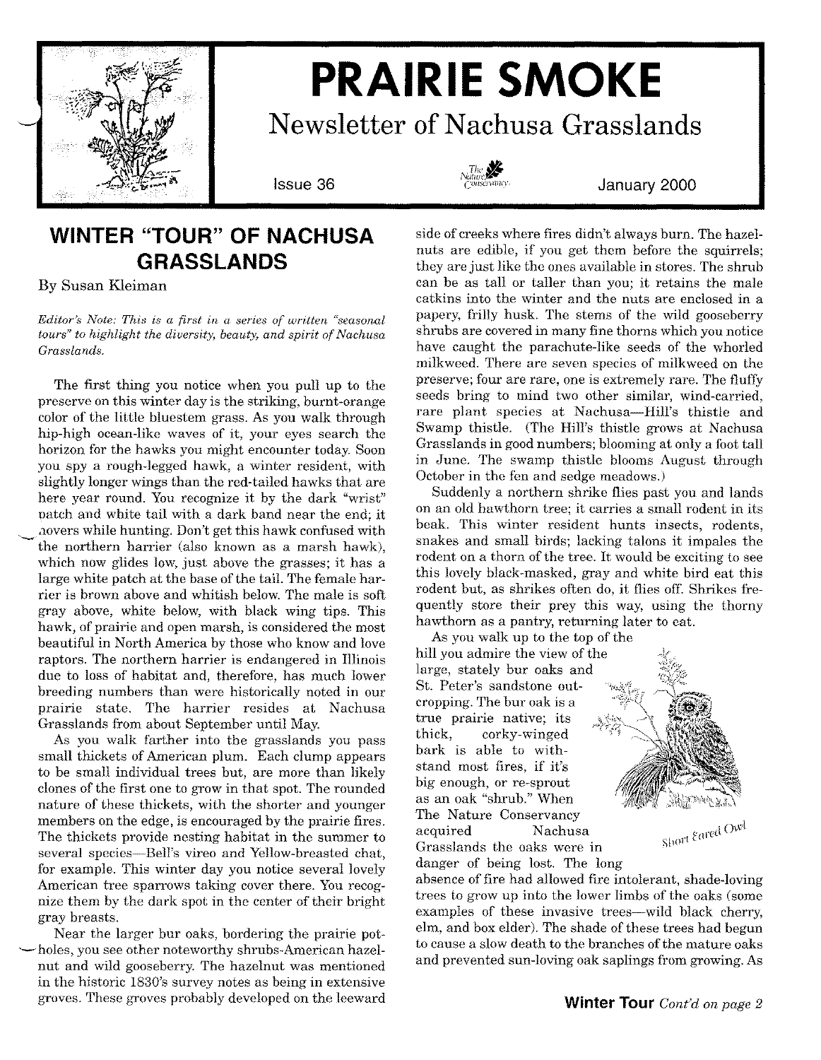# PRAIRIE SMOKE

## Newsletter of Nachusa Grasslands

Issue 36 — January 2000

## WINTER "TOUR" OF NACHUSA GRASSLANDS

By Susan Kleiman

*Editor's Note: This is a first in a series of written "seasonal tours" to highlight the diversity, beauty, and spirit of Nachusa Grasslands.*

The first thing you notice when you pull up to the preserve on this winter day is the striking, burnt-orange color of the little bluestem grass. As you walk through hip-high ocean-like waves of it, your eyes search the horizon for the hawks you might encounter today. Soon you spy a rough-legged hawk, a winter resident, with slightly longer wings than the red-tailed hawks that are here year round. You recognize it by the dark "wrist" patch and white tail with a dark band near the end; it hovers while hunting. Don't get this hawk confused with the northern harrier (also known as a marsh hawk), which now glides low, just above the grasses; it has a large white patch at the base of the tail. The female harrier is brown above and whitish below. The male is soft gray above, white below, with black wing tips. This hawk, of prairie and open marsh, is considered the most beautiful in North America by those who know and love raptors. The northern harrier is endangered in Illinois due to loss of habitat and, therefore, has much lower breeding numbers than were historically noted in our prairie state. The harrier resides at Nachusa Grasslands from about September until May.

As you walk farther into the grasslands you pass small thickets of American plum. Each clump appears to be small individual trees but, are more than likely clones of the first one to grow in that spot. The rounded nature of these thickets, with the shorter and younger members on the edge, is encouraged by the prairie fires. The thickets provide nesting habitat in the summer to several species—Bell's vireo and Yellow-breasted chat, for example. This winter day you notice several lovely American tree sparrows taking cover there. You recognize them by the dark spot in the center of their bright gray breasts.

Near the larger bur oaks, bordering the prairie potholes, you see other noteworthy shrubs-American hazelnut and wild gooseberry. The hazelnut was mentioned in the historic 1830's survey notes as being in extensive groves. These groves probably developed on the leeward side of creeks where fires didn't always burn. The hazelnuts are edible, if you get them before the squirrels; they are just like the ones available in stores. The shrub can be as tall or taller than you; it retains the male catkins into the winter and the nuts are enclosed in a papery, frilly husk. The stems of the wild gooseberry shrubs are covered in many fine thorns which you notice have caught the parachute-like seeds of the whorled milkweed. There are seven species of milkweed on the preserve; four are rare, one is extremely rare. The fluffy seeds bring to mind two other similar, wind-carried, rare plant species at Nachusa—Hill's thistle and Swamp thistle. (The Hill's thistle grows at Nachusa Grasslands in good numbers; blooming at only a foot tall in June. The swamp thistle blooms August through October in the fen and sedge meadows.)

Suddenly a northern shrike flies past you and lands on an old hawthorn tree; it carries a small rodent in its beak. This winter resident hunts insects, rodents, snakes and small birds; lacking talons it impales the rodent on a thorn of the tree. It would be exciting to see this lovely black-masked, gray and white bird eat this rodent but, as shrikes often do, it flies off. Shrikes frequently store their prey this way, using the thorny hawthorn as a pantry, returning later to eat.

As you walk up to the top of the hill you admire the view of the large, stately bur oaks and St. Peter's sandstone outcropping. The bur oak is a true prairie native; its thick, corky-winged bark is able to withstand most fires, if it's big enough, or re-sprout as an oak "shrub." When The Nature Conservancy acquired Nachusa Grasslands the oaks were in danger of being lost. The long absence of fire had allowed fire intolerant, shade-loving trees to grow up into the lower limbs of the oaks (some examples of these invasive trees—wild black cherry, elm, and box elder). The shade of these trees had begun to cause a slow death to the branches of the mature oaks and prevented sun-loving oak saplings from growing. As

Short Eared Owl

**Winter Tour** *Cont'd on page 2*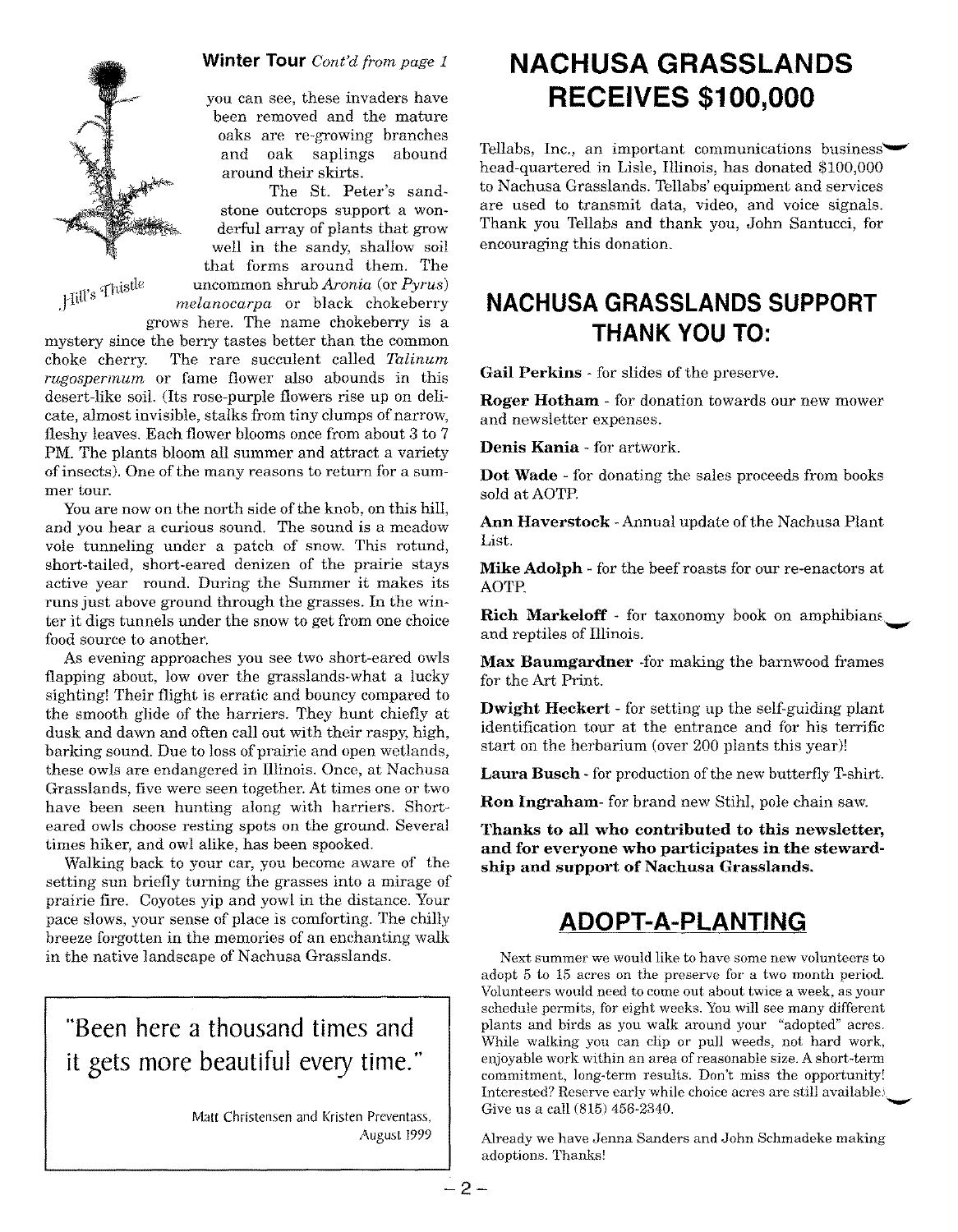**Winter Tour** *Cont'd from page 1*

you can see, these invaders have been removed and the mature oaks are re-growing branches and oak saplings abound around their skirts.

The St. Peter's sandstone outcrops support a wonderful array of plants that grow well in the sandy, shallow soil that forms around them. The uncommon shrub *Aronia* (or *Pyrus*) *melanocarpa* or black chokeberry grows here. The name chokeberry is a mystery since the berry tastes better than the common choke cherry. The rare succulent called *Talinum rugospermum* or fame flower also abounds in this desert-like soil. (Its rose-purple flowers rise up on delicate, almost invisible, stalks from tiny clumps of narrow, fleshy leaves. Each flower blooms once from about 3 to 7 PM. The plants bloom all summer and attract a variety of insects). One of the many reasons to return for a summer tour.

Hill's Thistle

You are now on the north side of the knob, on this hill, and you hear a curious sound. The sound is a meadow vole tunneling under a patch of snow. This rotund, short-tailed, short-eared denizen of the prairie stays active year round. During the Summer it makes its runs just above ground through the grasses. In the winter it digs tunnels under the snow to get from one choice food source to another.

As evening approaches you see two short-eared owls flapping about, low over the grasslands-what a lucky sighting! Their flight is erratic and bouncy compared to the smooth glide of the harriers. They hunt chiefly at dusk and dawn and often call out with their raspy, high, barking sound. Due to loss of prairie and open wetlands, these owls are endangered in Illinois. Once, at Nachusa Grasslands, five were seen together. At times one or two have been seen hunting along with harriers. Short-eared owls choose resting spots on the ground. Several times hiker, and owl alike, has been spooked.

Walking back to your car, you become aware of the setting sun briefly turning the grasses into a mirage of prairie fire. Coyotes yip and yowl in the distance. Your pace slows, your sense of place is comforting. The chilly breeze forgotten in the memories of an enchanting walk in the native landscape of Nachusa Grasslands.

> "Been here a thousand times and it gets more beautiful every time."
>
> Matt Christensen and Kristen Preventass, August 1999

# NACHUSA GRASSLANDS RECEIVES $100,000

Tellabs, Inc., an important communications business head-quartered in Lisle, Illinois, has donated $100,000 to Nachusa Grasslands. Tellabs' equipment and services are used to transmit data, video, and voice signals. Thank you Tellabs and thank you, John Santucci, for encouraging this donation.

# NACHUSA GRASSLANDS SUPPORT THANK YOU TO:

**Gail Perkins** - for slides of the preserve.

**Roger Hotham** - for donation towards our new mower and newsletter expenses.

**Denis Kania** - for artwork.

**Dot Wade** - for donating the sales proceeds from books sold at AOTP.

**Ann Haverstock** - Annual update of the Nachusa Plant List.

**Mike Adolph** - for the beef roasts for our re-enactors at AOTP.

**Rich Markeloff** - for taxonomy book on amphibians and reptiles of Illinois.

**Max Baumgardner** -for making the barnwood frames for the Art Print.

**Dwight Heckert** - for setting up the self-guiding plant identification tour at the entrance and for his terrific start on the herbarium (over 200 plants this year)!

**Laura Busch** - for production of the new butterfly T-shirt.

**Ron Ingraham**- for brand new Stihl, pole chain saw.

**Thanks to all who contributed to this newsletter, and for everyone who participates in the stewardship and support of Nachusa Grasslands.**

# ADOPT-A-PLANTING

Next summer we would like to have some new volunteers to adopt 5 to 15 acres on the preserve for a two month period. Volunteers would need to come out about twice a week, as your schedule permits, for eight weeks. You will see many different plants and birds as you walk around your "adopted" acres. While walking you can clip or pull weeds, not hard work, enjoyable work within an area of reasonable size. A short-term commitment, long-term results. Don't miss the opportunity! Interested? Reserve early while choice acres are still available! Give us a call (815) 456-2340.

Already we have Jenna Sanders and John Schmadeke making adoptions. Thanks!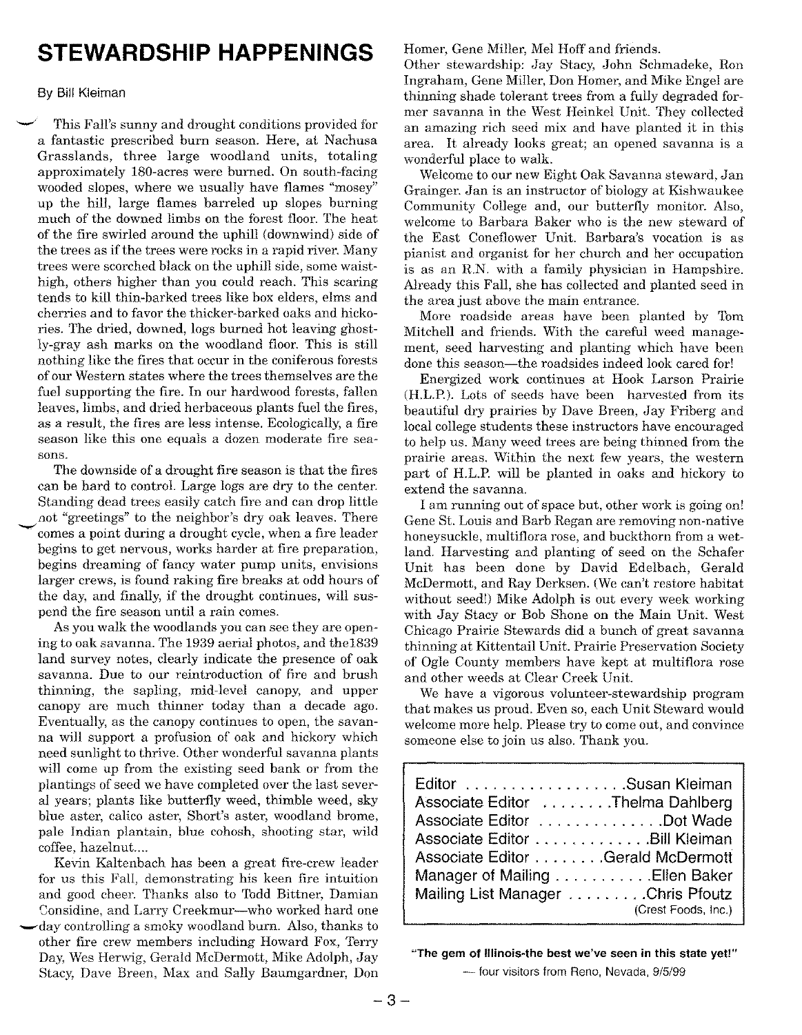# STEWARDSHIP HAPPENINGS

By Bill Kleiman

This Fall's sunny and drought conditions provided for a fantastic prescribed burn season. Here, at Nachusa Grasslands, three large woodland units, totaling approximately 180-acres were burned. On south-facing wooded slopes, where we usually have flames "mosey" up the hill, large flames barreled up slopes burning much of the downed limbs on the forest floor. The heat of the fire swirled around the uphill (downwind) side of the trees as if the trees were rocks in a rapid river. Many trees were scorched black on the uphill side, some waist-high, others higher than you could reach. This scaring tends to kill thin-barked trees like box elders, elms and cherries and to favor the thicker-barked oaks and hickories. The dried, downed, logs burned hot leaving ghostly-gray ash marks on the woodland floor. This is still nothing like the fires that occur in the coniferous forests of our Western states where the trees themselves are the fuel supporting the fire. In our hardwood forests, fallen leaves, limbs, and dried herbaceous plants fuel the fires, as a result, the fires are less intense. Ecologically, a fire season like this one equals a dozen moderate fire seasons.

The downside of a drought fire season is that the fires can be hard to control. Large logs are dry to the center. Standing dead trees easily catch fire and can drop little hot "greetings" to the neighbor's dry oak leaves. There comes a point during a drought cycle, when a fire leader begins to get nervous, works harder at fire preparation, begins dreaming of fancy water pump units, envisions larger crews, is found raking fire breaks at odd hours of the day, and finally, if the drought continues, will suspend the fire season until a rain comes.

As you walk the woodlands you can see they are opening to oak savanna. The 1939 aerial photos, and the1839 land survey notes, clearly indicate the presence of oak savanna. Due to our reintroduction of fire and brush thinning, the sapling, mid-level canopy, and upper canopy are much thinner today than a decade ago. Eventually, as the canopy continues to open, the savanna will support a profusion of oak and hickory which need sunlight to thrive. Other wonderful savanna plants will come up from the existing seed bank or from the plantings of seed we have completed over the last several years; plants like butterfly weed, thimble weed, sky blue aster, calico aster, Short's aster, woodland brome, pale Indian plantain, blue cohosh, shooting star, wild coffee, hazelnut....

Kevin Kaltenbach has been a great fire-crew leader for us this Fall, demonstrating his keen fire intuition and good cheer. Thanks also to Todd Bittner, Damian Considine, and Larry Creekmur—who worked hard one day controlling a smoky woodland burn. Also, thanks to other fire crew members including Howard Fox, Terry Day, Wes Herwig, Gerald McDermott, Mike Adolph, Jay Stacy, Dave Breen, Max and Sally Baumgardner, Don Homer, Gene Miller, Mel Hoff and friends.

Other stewardship: Jay Stacy, John Schmadeke, Ron Ingraham, Gene Miller, Don Homer, and Mike Engel are thinning shade tolerant trees from a fully degraded former savanna in the West Heinkel Unit. They collected an amazing rich seed mix and have planted it in this area. It already looks great; an opened savanna is a wonderful place to walk.

Welcome to our new Eight Oak Savanna steward, Jan Grainger. Jan is an instructor of biology at Kishwaukee Community College and, our butterfly monitor. Also, welcome to Barbara Baker who is the new steward of the East Coneflower Unit. Barbara's vocation is as pianist and organist for her church and her occupation is as an R.N. with a family physician in Hampshire. Already this Fall, she has collected and planted seed in the area just above the main entrance.

More roadside areas have been planted by Tom Mitchell and friends. With the careful weed management, seed harvesting and planting which have been done this season—the roadsides indeed look cared for!

Energized work continues at Hook Larson Prairie (H.L.P.). Lots of seeds have been harvested from its beautiful dry prairies by Dave Breen, Jay Friberg and local college students these instructors have encouraged to help us. Many weed trees are being thinned from the prairie areas. Within the next few years, the western part of H.L.P. will be planted in oaks and hickory to extend the savanna.

I am running out of space but, other work is going on! Gene St. Louis and Barb Regan are removing non-native honeysuckle, multiflora rose, and buckthorn from a wetland. Harvesting and planting of seed on the Schafer Unit has been done by David Edelbach, Gerald McDermott, and Ray Derksen. (We can't restore habitat without seed!) Mike Adolph is out every week working with Jay Stacy or Bob Shone on the Main Unit. West Chicago Prairie Stewards did a bunch of great savanna thinning at Kittentail Unit. Prairie Preservation Society of Ogle County members have kept at multiflora rose and other weeds at Clear Creek Unit.

We have a vigorous volunteer-stewardship program that makes us proud. Even so, each Unit Steward would welcome more help. Please try to come out, and convince someone else to join us also. Thank you.

| | |
|---|---|
| Editor | Susan Kleiman |
| Associate Editor | Thelma Dahlberg |
| Associate Editor | Dot Wade |
| Associate Editor | Bill Kleiman |
| Associate Editor | Gerald McDermott |
| Manager of Mailing | Ellen Baker |
| Mailing List Manager | Chris Pfoutz (Crest Foods, Inc.) |

**"The gem of Illinois-the best we've seen in this state yet!"**

— four visitors from Reno, Nevada, 9/5/99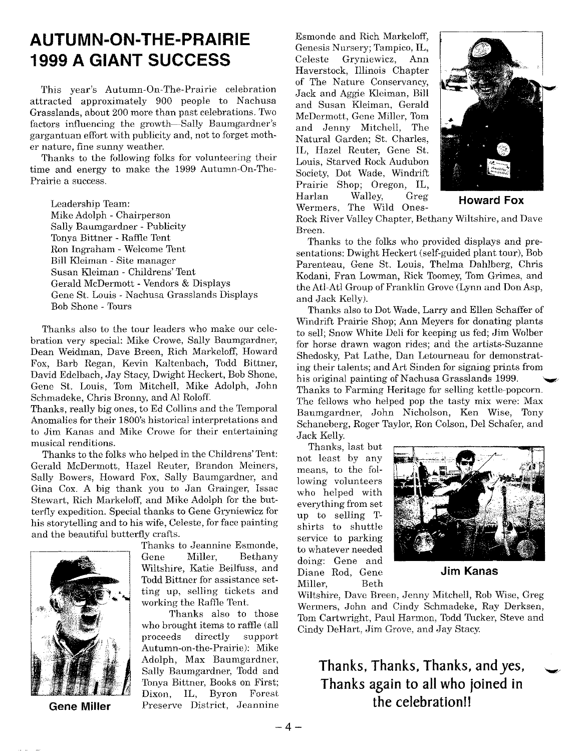# AUTUMN-ON-THE-PRAIRIE 1999 A GIANT SUCCESS

This year's Autumn-On-The-Prairie celebration attracted approximately 900 people to Nachusa Grasslands, about 200 more than past celebrations. Two factors influencing the growth—Sally Baumgardner's gargantuan effort with publicity and, not to forget mother nature, fine sunny weather.

Thanks to the following folks for volunteering their time and energy to make the 1999 Autumn-On-The-Prairie a success.

Leadership Team:
Mike Adolph - Chairperson
Sally Baumgardner - Publicity
Tonya Bittner - Raffle Tent
Ron Ingraham - Welcome Tent
Bill Kleiman - Site manager
Susan Kleiman - Childrens' Tent
Gerald McDermott - Vendors & Displays
Gene St. Louis - Nachusa Grasslands Displays
Bob Shone - Tours

Thanks also to the tour leaders who make our celebration very special: Mike Crowe, Sally Baumgardner, Dean Weidman, Dave Breen, Rich Markeloff, Howard Fox, Barb Regan, Kevin Kaltenbach, Todd Bittner, David Edelbach, Jay Stacy, Dwight Heckert, Bob Shone, Gene St. Louis, Tom Mitchell, Mike Adolph, John Schmadeke, Chris Bronny, and Al Roloff.

Thanks, really big ones, to Ed Collins and the Temporal Anomalies for their 1800's historical interpretations and to Jim Kanas and Mike Crowe for their entertaining musical renditions.

Thanks to the folks who helped in the Childrens' Tent: Gerald McDermott, Hazel Reuter, Brandon Meiners, Sally Bowers, Howard Fox, Sally Baumgardner, and Gina Cox. A big thank you to Jan Grainger, Issac Stewart, Rich Markeloff, and Mike Adolph for the butterfly expedition. Special thanks to Gene Gryniewicz for his storytelling and to his wife, Celeste, for face painting and the beautiful butterfly crafts.

Gene Miller

Thanks to Jeannine Esmonde, Gene Miller, Bethany Wiltshire, Katie Beilfuss, and Todd Bittner for assistance setting up, selling tickets and working the Raffle Tent.

Thanks also to those who brought items to raffle (all proceeds directly support Autumn-on-the-Prairie): Mike Adolph, Max Baumgardner, Sally Baumgardner, Todd and Tonya Bittner, Books on First; Dixon, IL, Byron Forest Preserve District, Jeannine Esmonde and Rich Markeloff, Genesis Nursery; Tampico, IL, Celeste Gryniewicz, Ann Haverstock, Illinois Chapter of The Nature Conservancy, Jack and Aggie Kleiman, Bill and Susan Kleiman, Gerald McDermott, Gene Miller, Tom and Jenny Mitchell, The Natural Garden; St. Charles, IL, Hazel Reuter, Gene St. Louis, Starved Rock Audubon Society, Dot Wade, Windrift Prairie Shop; Oregon, IL, Harlan Walley, Greg Wermers, The Wild Ones-Rock River Valley Chapter, Bethany Wiltshire, and Dave Breen.

Howard Fox

Thanks to the folks who provided displays and presentations: Dwight Heckert (self-guided plant tour), Bob Parenteau, Gene St. Louis, Thelma Dahlberg, Chris Kodani, Fran Lowman, Rick Toomey, Tom Grimes, and the Atl-Atl Group of Franklin Grove (Lynn and Don Asp, and Jack Kelly).

Thanks also to Dot Wade, Larry and Ellen Schaffer of Windrift Prairie Shop; Ann Meyers for donating plants to sell; Snow White Deli for keeping us fed; Jim Wolber for horse drawn wagon rides; and the artists-Suzanne Shedosky, Pat Lathe, Dan Letourneau for demonstrating their talents; and Art Sinden for signing prints from his original painting of Nachusa Grasslands 1999.
Thanks to Farming Heritage for selling kettle-popcorn. The fellows who helped pop the tasty mix were: Max Baumgardner, John Nicholson, Ken Wise, Tony Schaneberg, Roger Taylor, Ron Colson, Del Schafer, and Jack Kelly.

Thanks, last but not least by any means, to the following volunteers who helped with everything from set up to selling T-shirts to shuttle service to parking to whatever needed doing: Gene and Diane Rod, Gene Miller, Beth Wiltshire, Dave Breen, Jenny Mitchell, Rob Wise, Greg Wermers, John and Cindy Schmadeke, Ray Derksen, Tom Cartwright, Paul Harmon, Todd Tucker, Steve and Cindy DeHart, Jim Grove, and Jay Stacy.

Jim Kanas

**Thanks, Thanks, Thanks, and yes, Thanks again to all who joined in the celebration!!**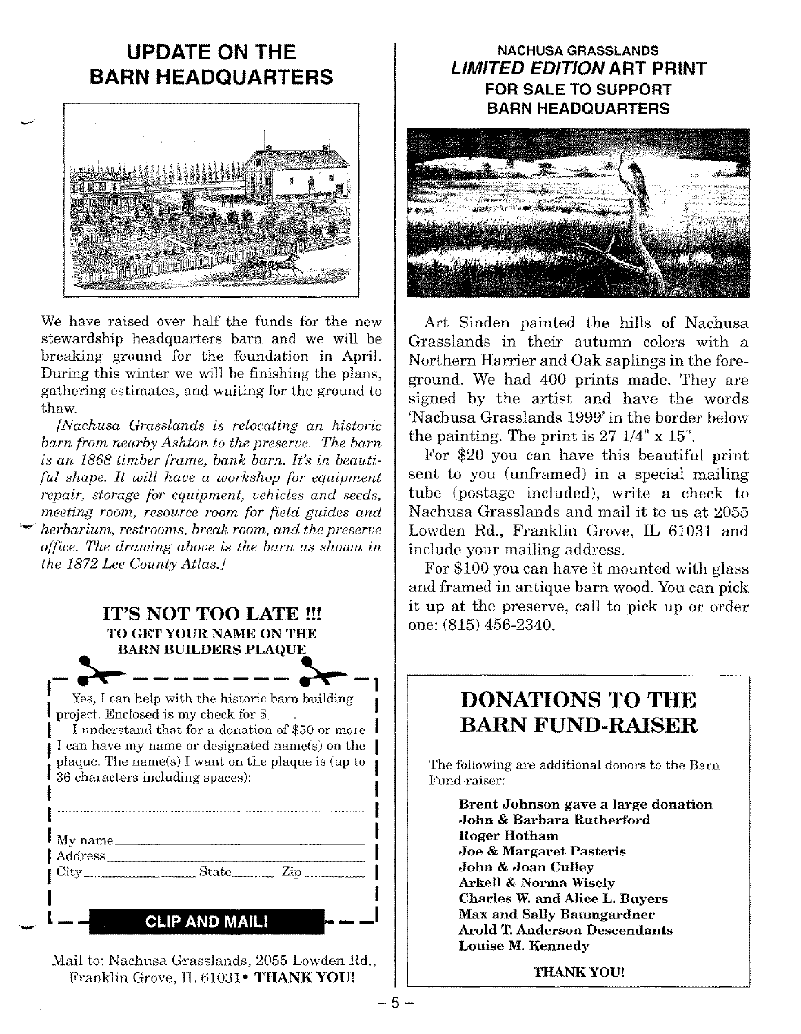## UPDATE ON THE BARN HEADQUARTERS

We have raised over half the funds for the new stewardship headquarters barn and we will be breaking ground for the foundation in April. During this winter we will be finishing the plans, gathering estimates, and waiting for the ground to thaw.

*[Nachusa Grasslands is relocating an historic barn from nearby Ashton to the preserve. The barn is an 1868 timber frame, bank barn. It's in beautiful shape. It will have a workshop for equipment repair, storage for equipment, vehicles and seeds, meeting room, resource room for field guides and herbarium, restrooms, break room, and the preserve office. The drawing above is the barn as shown in the 1872 Lee County Atlas.]*

### IT'S NOT TOO LATE !!!
**TO GET YOUR NAME ON THE BARN BUILDERS PLAQUE**

Yes, I can help with the historic barn building project. Enclosed is my check for $____.

I understand that for a donation of $50 or more I can have my name or designated name(s) on the plaque. The name(s) I want on the plaque is (up to 36 characters including spaces):

______________________________

My name ______________________

Address ______________________

City ____________ State ______ Zip ________

**CLIP AND MAIL!**

Mail to: Nachusa Grasslands, 2055 Lowden Rd., Franklin Grove, IL 61031• **THANK YOU!**

## NACHUSA GRASSLANDS *LIMITED EDITION* ART PRINT FOR SALE TO SUPPORT BARN HEADQUARTERS

Art Sinden painted the hills of Nachusa Grasslands in their autumn colors with a Northern Harrier and Oak saplings in the foreground. We had 400 prints made. They are signed by the artist and have the words 'Nachusa Grasslands 1999' in the border below the painting. The print is 27 1/4" x 15".

For $20 you can have this beautiful print sent to you (unframed) in a special mailing tube (postage included), write a check to Nachusa Grasslands and mail it to us at 2055 Lowden Rd., Franklin Grove, IL 61031 and include your mailing address.

For $100 you can have it mounted with glass and framed in antique barn wood. You can pick it up at the preserve, call to pick up or order one: (815) 456-2340.

## DONATIONS TO THE BARN FUND-RAISER

The following are additional donors to the Barn Fund-raiser:

**Brent Johnson gave a large donation**
**John & Barbara Rutherford**
**Roger Hotham**
**Joe & Margaret Pasteris**
**John & Joan Culley**
**Arkell & Norma Wisely**
**Charles W. and Alice L. Buyers**
**Max and Sally Baumgardner**
**Arold T. Anderson Descendants**
**Louise M. Kennedy**

**THANK YOU!**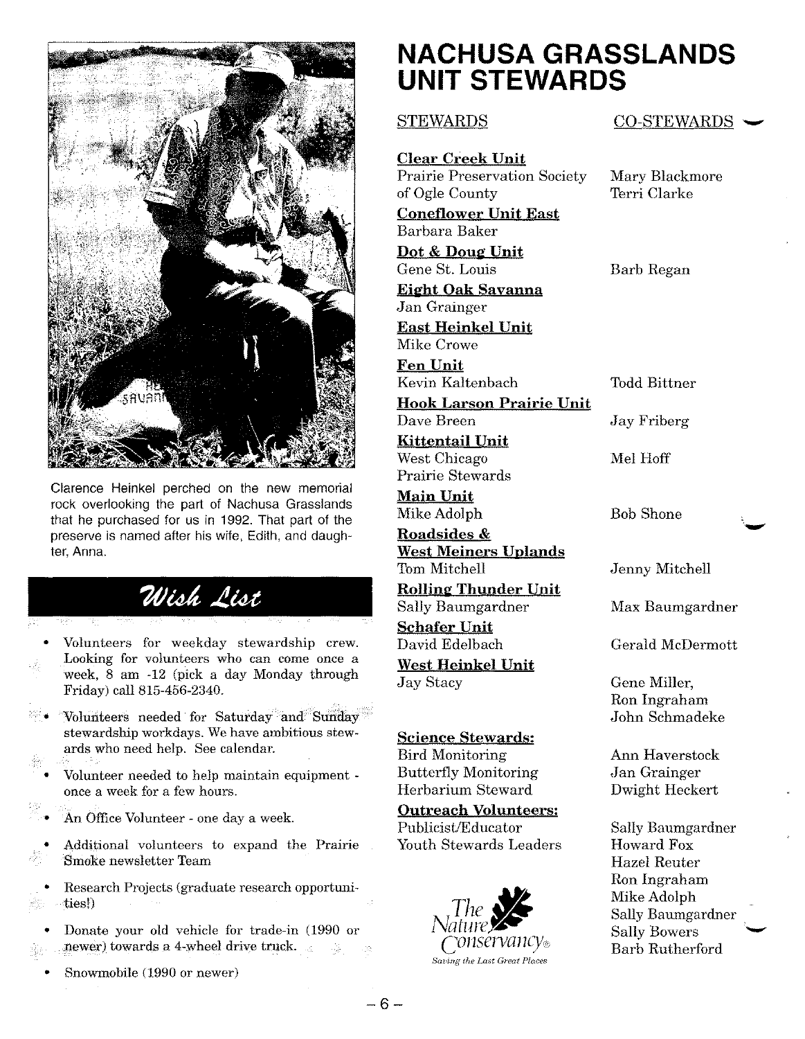Clarence Heinkel perched on the new memorial rock overlooking the part of Nachusa Grasslands that he purchased for us in 1992. That part of the preserve is named after his wife, Edith, and daughter, Anna.

## Wish List

- Volunteers for weekday stewardship crew. Looking for volunteers who can come once a week, 8 am -12 (pick a day Monday through Friday) call 815-456-2340.
- Volunteers needed for Saturday and Sunday stewardship workdays. We have ambitious stewards who need help. See calendar.
- Volunteer needed to help maintain equipment - once a week for a few hours.
- An Office Volunteer - one day a week.
- Additional volunteers to expand the Prairie Smoke newsletter Team
- Research Projects (graduate research opportunities!)
- Donate your old vehicle for trade-in (1990 or newer) towards a 4-wheel drive truck.
- Snowmobile (1990 or newer)

# NACHUSA GRASSLANDS UNIT STEWARDS

| STEWARDS | CO-STEWARDS |
|---|---|
| **Clear Creek Unit** | |
| Prairie Preservation Society of Ogle County | Mary Blackmore, Terri Clarke |
| **Coneflower Unit East** | |
| Barbara Baker | |
| **Dot & Doug Unit** | |
| Gene St. Louis | Barb Regan |
| **Eight Oak Savanna** | |
| Jan Grainger | |
| **East Heinkel Unit** | |
| Mike Crowe | |
| **Fen Unit** | |
| Kevin Kaltenbach | Todd Bittner |
| **Hook Larson Prairie Unit** | |
| Dave Breen | Jay Friberg |
| **Kittentail Unit** | |
| West Chicago Prairie Stewards | Mel Hoff |
| **Main Unit** | |
| Mike Adolph | Bob Shone |
| **Roadsides & West Meiners Uplands** | |
| Tom Mitchell | Jenny Mitchell |
| **Rolling Thunder Unit** | |
| Sally Baumgardner | Max Baumgardner |
| **Schafer Unit** | |
| David Edelbach | Gerald McDermott |
| **West Heinkel Unit** | |
| Jay Stacy | Gene Miller, Ron Ingraham, John Schmadeke |
| **Science Stewards:** | |
| Bird Monitoring | Ann Haverstock |
| Butterfly Monitoring | Jan Grainger |
| Herbarium Steward | Dwight Heckert |
| **Outreach Volunteers:** | |
| Publicist/Educator | Sally Baumgardner |
| Youth Stewards Leaders | Howard Fox, Hazel Reuter, Ron Ingraham, Mike Adolph, Sally Baumgardner, Sally Bowers, Barb Rutherford |

The Nature Conservancy®
*Saving the Last Great Places*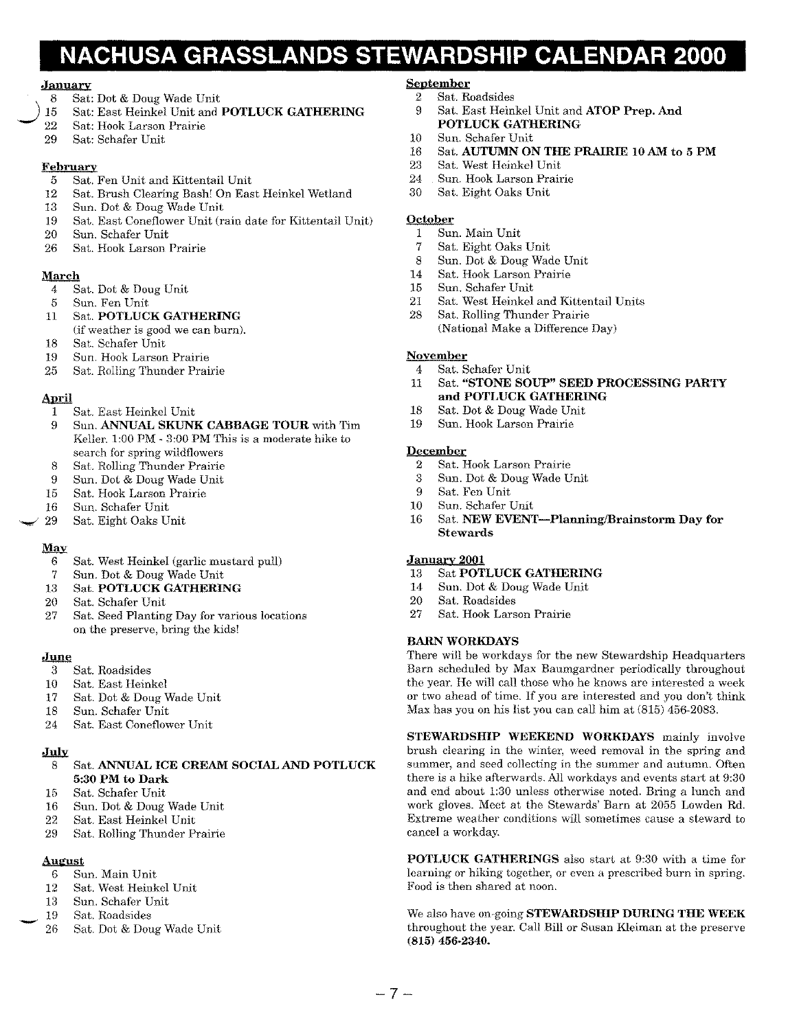# NACHUSA GRASSLANDS STEWARDSHIP CALENDAR 2000

**January**

- 8 Sat: Dot & Doug Wade Unit
- 15 Sat: East Heinkel Unit and **POTLUCK GATHERING**
- 22 Sat: Hook Larson Prairie
- 29 Sat: Schafer Unit

**February**

- 5 Sat. Fen Unit and Kittentail Unit
- 12 Sat. Brush Clearing Bash! On East Heinkel Wetland
- 13 Sun. Dot & Doug Wade Unit
- 19 Sat. East Coneflower Unit (rain date for Kittentail Unit)
- 20 Sun. Schafer Unit
- 26 Sat. Hook Larson Prairie

**March**

- 4 Sat. Dot & Doug Unit
- 5 Sun. Fen Unit
- 11 Sat. **POTLUCK GATHERING** (if weather is good we can burn).
- 18 Sat. Schafer Unit
- 19 Sun. Hook Larson Prairie
- 25 Sat. Rolling Thunder Prairie

**April**

- 1 Sat. East Heinkel Unit
- 9 Sun. **ANNUAL SKUNK CABBAGE TOUR** with Tim Keller. 1:00 PM - 3:00 PM This is a moderate hike to search for spring wildflowers
- 8 Sat. Rolling Thunder Prairie
- 9 Sun. Dot & Doug Wade Unit
- 15 Sat. Hook Larson Prairie
- 16 Sun. Schafer Unit
- 29 Sat. Eight Oaks Unit

**May**

- 6 Sat. West Heinkel (garlic mustard pull)
- 7 Sun. Dot & Doug Wade Unit
- 13 Sat. **POTLUCK GATHERING**
- 20 Sat. Schafer Unit
- 27 Sat. Seed Planting Day for various locations on the preserve, bring the kids!

**June**

- 3 Sat. Roadsides
- 10 Sat. East Heinkel
- 17 Sat. Dot & Doug Wade Unit
- 18 Sun. Schafer Unit
- 24 Sat. East Coneflower Unit

**July**

- 8 Sat. **ANNUAL ICE CREAM SOCIAL AND POTLUCK 5:30 PM to Dark**
- 15 Sat. Schafer Unit
- 16 Sun. Dot & Doug Wade Unit
- 22 Sat. East Heinkel Unit
- 29 Sat. Rolling Thunder Prairie

**August**

- 6 Sun. Main Unit
- 12 Sat. West Heinkel Unit
- 13 Sun. Schafer Unit
- 19 Sat. Roadsides
- 26 Sat. Dot & Doug Wade Unit

**September**

- 2 Sat. Roadsides
- 9 Sat. East Heinkel Unit and **ATOP Prep. And POTLUCK GATHERING**
- 10 Sun. Schafer Unit
- 16 Sat. **AUTUMN ON THE PRAIRIE 10 AM to 5 PM**
- 23 Sat. West Heinkel Unit
- 24 Sun. Hook Larson Prairie
- 30 Sat. Eight Oaks Unit

**October**

- 1 Sun. Main Unit
- 7 Sat. Eight Oaks Unit
- 8 Sun. Dot & Doug Wade Unit
- 14 Sat. Hook Larson Prairie
- 15 Sun. Schafer Unit
- 21 Sat. West Heinkel and Kittentail Units
- 28 Sat. Rolling Thunder Prairie (National Make a Difference Day)

**November**

- 4 Sat. Schafer Unit
- 11 Sat. **"STONE SOUP" SEED PROCESSING PARTY and POTLUCK GATHERING**
- 18 Sat. Dot & Doug Wade Unit
- 19 Sun. Hook Larson Prairie

**December**

- 2 Sat. Hook Larson Prairie
- 3 Sun. Dot & Doug Wade Unit
- 9 Sat. Fen Unit
- 10 Sun. Schafer Unit
- 16 Sat. **NEW EVENT—Planning/Brainstorm Day for Stewards**

**January 2001**

- 13 Sat **POTLUCK GATHERING**
- 14 Sun. Dot & Doug Wade Unit
- 20 Sat. Roadsides
- 27 Sat. Hook Larson Prairie

**BARN WORKDAYS**

There will be workdays for the new Stewardship Headquarters Barn scheduled by Max Baumgardner periodically throughout the year. He will call those who he knows are interested a week or two ahead of time. If you are interested and you don't think Max has you on his list you can call him at (815) 456-2083.

**STEWARDSHIP WEEKEND WORKDAYS** mainly involve brush clearing in the winter, weed removal in the spring and summer, and seed collecting in the summer and autumn. Often there is a hike afterwards. All workdays and events start at 9:30 and end about 1:30 unless otherwise noted. Bring a lunch and work gloves. Meet at the Stewards' Barn at 2055 Lowden Rd. Extreme weather conditions will sometimes cause a steward to cancel a workday.

**POTLUCK GATHERINGS** also start at 9:30 with a time for learning or hiking together, or even a prescribed burn in spring. Food is then shared at noon.

We also have on-going **STEWARDSHIP DURING THE WEEK** throughout the year. Call Bill or Susan Kleiman at the preserve **(815) 456-2340.**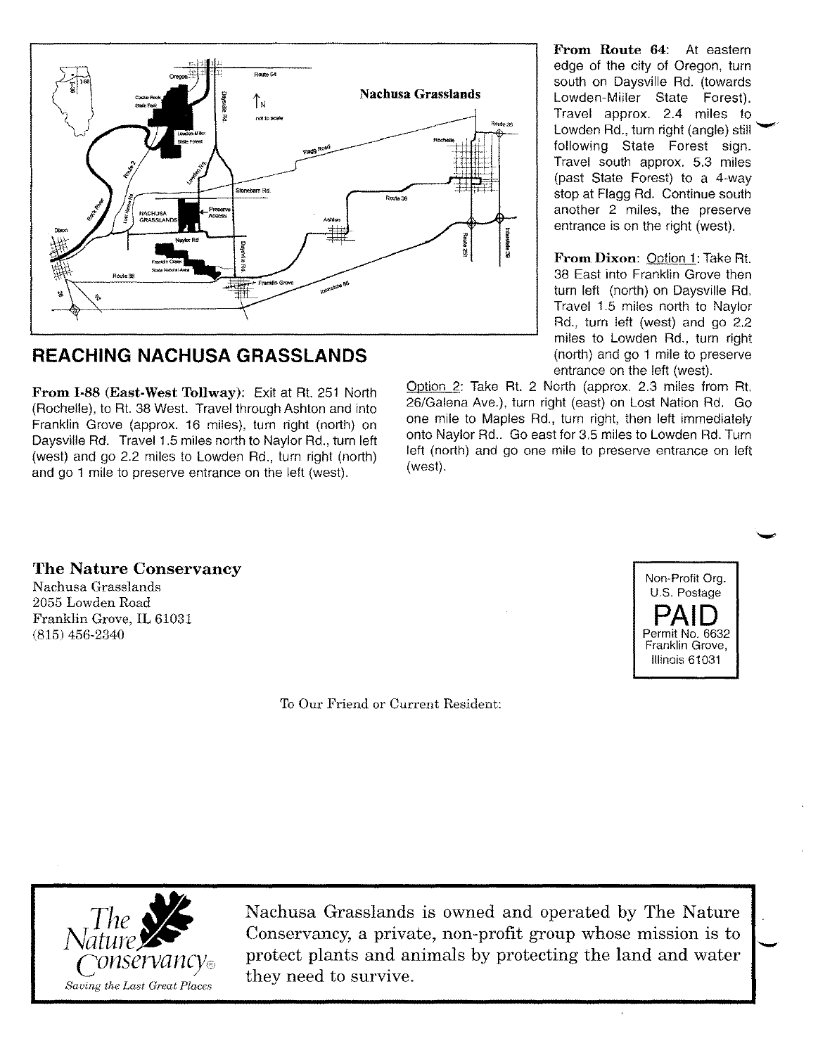Nachusa Grasslands

N

not to scale

Oregon

Route 64

Castle Rock State Park

Lowden-Miller State Forest

Daysville Rd.

Lowden Rd.

Flagg Road

Route 38

Rochelle

Route 2

Rock River

Lost Nation Rd

Stonebarn Rd.

NACHUSA GRASSLANDS

Preserve Access

Ashton

Naylor Rd

Daysville Rd

Franklin Creek State Natural Area

Route 251

Interstate 39

Dixon

Route 38

Franklin Grove

Interstate 88

## REACHING NACHUSA GRASSLANDS

**From I-88 (East-West Tollway)**: Exit at Rt. 251 North (Rochelle), to Rt. 38 West. Travel through Ashton and into Franklin Grove (approx. 16 miles), turn right (north) on Daysville Rd. Travel 1.5 miles north to Naylor Rd., turn left (west) and go 2.2 miles to Lowden Rd., turn right (north) and go 1 mile to preserve entrance on the left (west).

**From Route 64**: At eastern edge of the city of Oregon, turn south on Daysville Rd. (towards Lowden-Miller State Forest). Travel approx. 2.4 miles to Lowden Rd., turn right (angle) still following State Forest sign. Travel south approx. 5.3 miles (past State Forest) to a 4-way stop at Flagg Rd. Continue south another 2 miles, the preserve entrance is on the right (west).

**From Dixon**: Option 1: Take Rt. 38 East into Franklin Grove then turn left (north) on Daysville Rd. Travel 1.5 miles north to Naylor Rd., turn left (west) and go 2.2 miles to Lowden Rd., turn right (north) and go 1 mile to preserve entrance on the left (west).

Option 2: Take Rt. 2 North (approx. 2.3 miles from Rt. 26/Galena Ave.), turn right (east) on Lost Nation Rd. Go one mile to Maples Rd., turn right, then left immediately onto Naylor Rd.. Go east for 3.5 miles to Lowden Rd. Turn left (north) and go one mile to preserve entrance on left (west).

**The Nature Conservancy**
Nachusa Grasslands
2055 Lowden Road
Franklin Grove, IL 61031
(815) 456-2340

Non-Profit Org.
U.S. Postage
**PAID**
Permit No. 6632
Franklin Grove,
Illinois 61031

To Our Friend or Current Resident:

The Nature Conservancy®
*Saving the Last Great Places*

Nachusa Grasslands is owned and operated by The Nature Conservancy, a private, non-profit group whose mission is to protect plants and animals by protecting the land and water they need to survive.